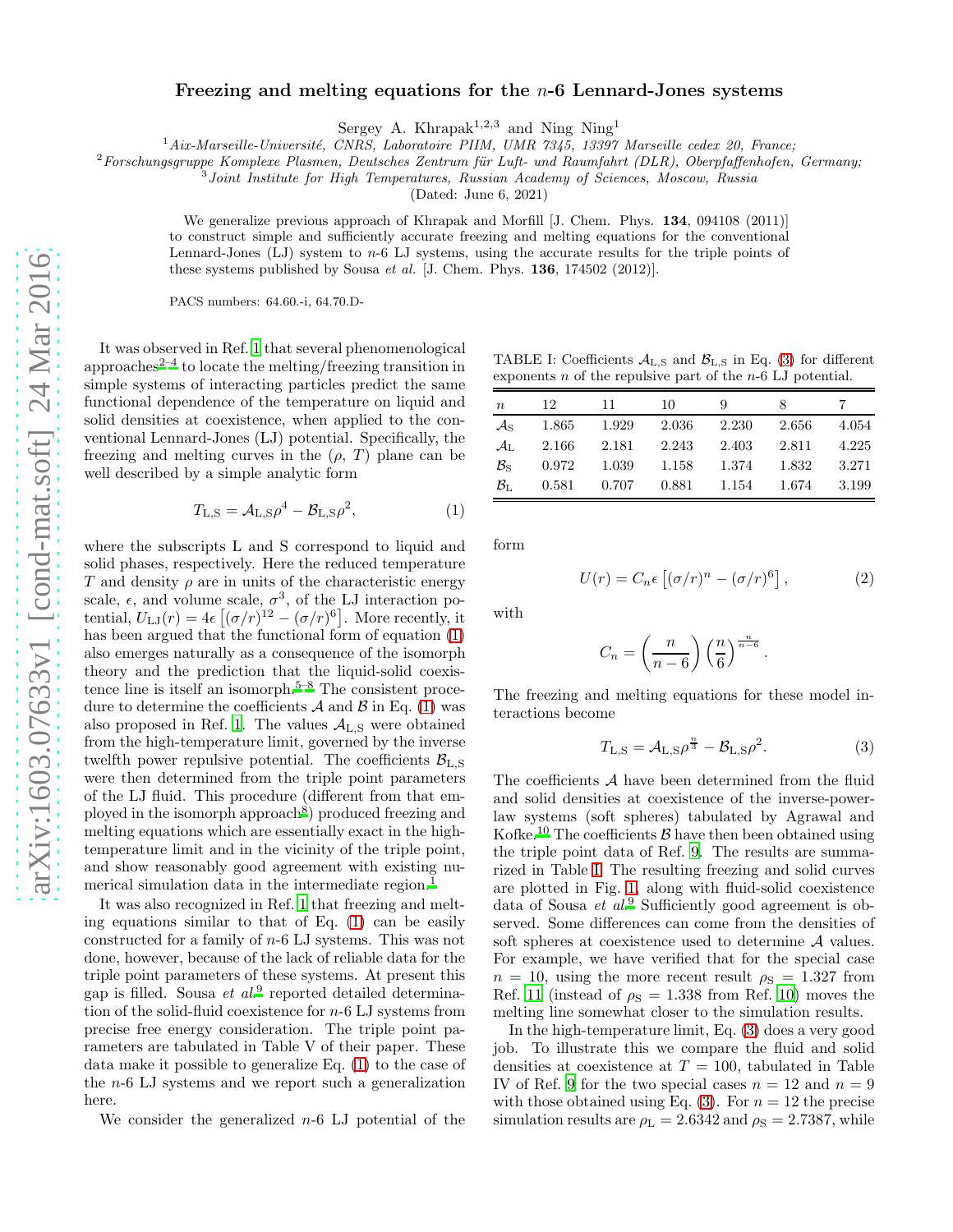# Freezing and melting equations for the $n$-6 Lennard-Jones systems

Sergey A. Khrapak[1,2,3] and Ning Ning[1]

[1] *Aix-Marseille-Université, CNRS, Laboratoire PIIM, UMR 7345, 13397 Marseille cedex 20, France;*
[2] *Forschungsgruppe Komplexe Plasmen, Deutsches Zentrum für Luft- und Raumfahrt (DLR), Oberpfaffenhofen, Germany;*
[3] *Joint Institute for High Temperatures, Russian Academy of Sciences, Moscow, Russia*

(Dated: June 6, 2021)

We generalize previous approach of Khrapak and Morfill [J. Chem. Phys. **134**, 094108 (2011)] to construct simple and sufficiently accurate freezing and melting equations for the conventional Lennard-Jones (LJ) system to $n$-6 LJ systems, using the accurate results for the triple points of these systems published by Sousa *et al.* [J. Chem. Phys. **136**, 174502 (2012)].

PACS numbers: 64.60.-i, 64.70.D-

It was observed in Ref. 1 that several phenomenological approaches[2–4] to locate the melting/freezing transition in simple systems of interacting particles predict the same functional dependence of the temperature on liquid and solid densities at coexistence, when applied to the conventional Lennard-Jones (LJ) potential. Specifically, the freezing and melting curves in the ($\rho$, $T$) plane can be well described by a simple analytic form

$$T_{\rm L,S} = \mathcal{A}_{\rm L,S}\rho^4 - \mathcal{B}_{\rm L,S}\rho^2, \qquad (1)$$

where the subscripts L and S correspond to liquid and solid phases, respectively. Here the reduced temperature $T$ and density $\rho$ are in units of the characteristic energy scale, $\epsilon$, and volume scale, $\sigma^3$, of the LJ interaction potential, $U_{\rm LJ}(r) = 4\epsilon\left[(\sigma/r)^{12} - (\sigma/r)^6\right]$. More recently, it has been argued that the functional form of equation (1) also emerges naturally as a consequence of the isomorph theory and the prediction that the liquid-solid coexistence line is itself an isomorph.[5–8] The consistent procedure to determine the coefficients $\mathcal{A}$ and $\mathcal{B}$ in Eq. (1) was also proposed in Ref. 1. The values $\mathcal{A}_{\rm L,S}$ were obtained from the high-temperature limit, governed by the inverse twelfth power repulsive potential. The coefficients $\mathcal{B}_{\rm L,S}$ were then determined from the triple point parameters of the LJ fluid. This procedure (different from that employed in the isomorph approach[8]) produced freezing and melting equations which are essentially exact in the high-temperature limit and in the vicinity of the triple point, and show reasonably good agreement with existing numerical simulation data in the intermediate region.[1]

It was also recognized in Ref. 1 that freezing and melting equations similar to that of Eq. (1) can be easily constructed for a family of $n$-6 LJ systems. This was not done, however, because of the lack of reliable data for the triple point parameters of these systems. At present this gap is filled. Sousa *et al.*[9] reported detailed determination of the solid-fluid coexistence for $n$-6 LJ systems from precise free energy consideration. The triple point parameters are tabulated in Table V of their paper. These data make it possible to generalize Eq. (1) to the case of the $n$-6 LJ systems and we report such a generalization here.

We consider the generalized $n$-6 LJ potential of the form

$$U(r) = C_n\epsilon\left[(\sigma/r)^n - (\sigma/r)^6\right], \qquad (2)$$

with

$$C_n = \left(\frac{n}{n-6}\right)\left(\frac{n}{6}\right)^{\frac{n}{n-6}}.$$

The freezing and melting equations for these model interactions become

$$T_{\rm L,S} = \mathcal{A}_{\rm L,S}\rho^{\frac{n}{3}} - \mathcal{B}_{\rm L,S}\rho^2. \qquad (3)$$

TABLE I: Coefficients $\mathcal{A}_{\rm L,S}$ and $\mathcal{B}_{\rm L,S}$ in Eq. (3) for different exponents $n$ of the repulsive part of the $n$-6 LJ potential.

| $n$ | 12 | 11 | 10 | 9 | 8 | 7 |
|---|---|---|---|---|---|---|
| $\mathcal{A}_{\rm S}$ | 1.865 | 1.929 | 2.036 | 2.230 | 2.656 | 4.054 |
| $\mathcal{A}_{\rm L}$ | 2.166 | 2.181 | 2.243 | 2.403 | 2.811 | 4.225 |
| $\mathcal{B}_{\rm S}$ | 0.972 | 1.039 | 1.158 | 1.374 | 1.832 | 3.271 |
| $\mathcal{B}_{\rm L}$ | 0.581 | 0.707 | 0.881 | 1.154 | 1.674 | 3.199 |

The coefficients $\mathcal{A}$ have been determined from the fluid and solid densities at coexistence of the inverse-power-law systems (soft spheres) tabulated by Agrawal and Kofke.[10] The coefficients $\mathcal{B}$ have then been obtained using the triple point data of Ref. 9. The results are summarized in Table I. The resulting freezing and solid curves are plotted in Fig. 1, along with fluid-solid coexistence data of Sousa *et al.*[9] Sufficiently good agreement is observed. Some differences can come from the densities of soft spheres at coexistence used to determine $\mathcal{A}$ values. For example, we have verified that for the special case $n = 10$, using the more recent result $\rho_{\rm S} = 1.327$ from Ref. 11 (instead of $\rho_{\rm S} = 1.338$ from Ref. 10) moves the melting line somewhat closer to the simulation results.

In the high-temperature limit, Eq. (3) does a very good job. To illustrate this we compare the fluid and solid densities at coexistence at $T = 100$, tabulated in Table IV of Ref. 9 for the two special cases $n = 12$ and $n = 9$ with those obtained using Eq. (3). For $n = 12$ the precise simulation results are $\rho_{\rm L} = 2.6342$ and $\rho_{\rm S} = 2.7387$, while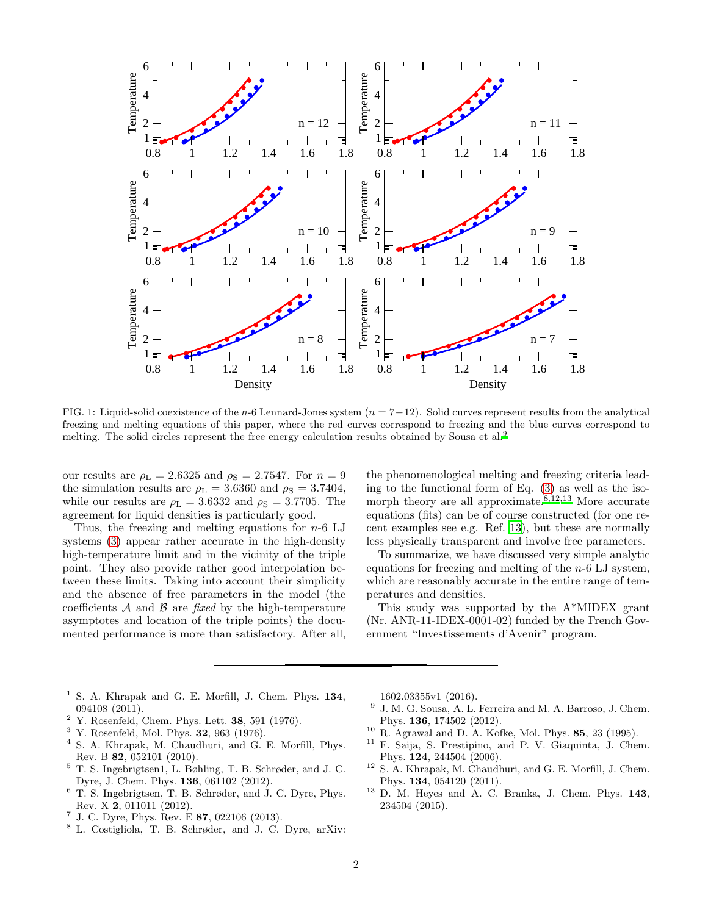Temperature

6
4
2
1

0.8 1 1.2 1.4 1.6 1.8

n = 12

n = 11

n = 10

n = 9

n = 8

n = 7

Density

FIG. 1: Liquid-solid coexistence of the $n$-6 Lennard-Jones system ($n = 7-12$). Solid curves represent results from the analytical freezing and melting equations of this paper, where the red curves correspond to freezing and the blue curves correspond to melting. The solid circles represent the free energy calculation results obtained by Sousa et al.[9]

our results are $\rho_{\rm L} = 2.6325$ and $\rho_{\rm S} = 2.7547$. For $n = 9$ the simulation results are $\rho_{\rm L} = 3.6360$ and $\rho_{\rm S} = 3.7404$, while our results are $\rho_{\rm L} = 3.6332$ and $\rho_{\rm S} = 3.7705$. The agreement for liquid densities is particularly good.

Thus, the freezing and melting equations for $n$-6 LJ systems (3) appear rather accurate in the high-density high-temperature limit and in the vicinity of the triple point. They also provide rather good interpolation between these limits. Taking into account their simplicity and the absence of free parameters in the model (the coefficients $\mathcal{A}$ and $\mathcal{B}$ are *fixed* by the high-temperature asymptotes and location of the triple points) the documented performance is more than satisfactory. After all, the phenomenological melting and freezing criteria leading to the functional form of Eq. (3) as well as the isomorph theory are all approximate.[8,12,13] More accurate equations (fits) can be of course constructed (for one recent examples see e.g. Ref. [13]), but these are normally less physically transparent and involve free parameters.

To summarize, we have discussed very simple analytic equations for freezing and melting of the $n$-6 LJ system, which are reasonably accurate in the entire range of temperatures and densities.

This study was supported by the A*MIDEX grant (Nr. ANR-11-IDEX-0001-02) funded by the French Government "Investissements d'Avenir" program.

---

1. S. A. Khrapak and G. E. Morfill, J. Chem. Phys. **134**, 094108 (2011).
2. Y. Rosenfeld, Chem. Phys. Lett. **38**, 591 (1976).
3. Y. Rosenfeld, Mol. Phys. **32**, 963 (1976).
4. S. A. Khrapak, M. Chaudhuri, and G. E. Morfill, Phys. Rev. B **82**, 052101 (2010).
5. T. S. Ingebrigtsen1, L. Bøhling, T. B. Schrøder, and J. C. Dyre, J. Chem. Phys. **136**, 061102 (2012).
6. T. S. Ingebrigtsen, T. B. Schrøder, and J. C. Dyre, Phys. Rev. X **2**, 011011 (2012).
7. J. C. Dyre, Phys. Rev. E **87**, 022106 (2013).
8. L. Costigliola, T. B. Schrøder, and J. C. Dyre, arXiv: 1602.03355v1 (2016).
9. J. M. G. Sousa, A. L. Ferreira and M. A. Barroso, J. Chem. Phys. **136**, 174502 (2012).
10. R. Agrawal and D. A. Kofke, Mol. Phys. **85**, 23 (1995).
11. F. Saija, S. Prestipino, and P. V. Giaquinta, J. Chem. Phys. **124**, 244504 (2006).
12. S. A. Khrapak, M. Chaudhuri, and G. E. Morfill, J. Chem. Phys. **134**, 054120 (2011).
13. D. M. Heyes and A. C. Branka, J. Chem. Phys. **143**, 234504 (2015).